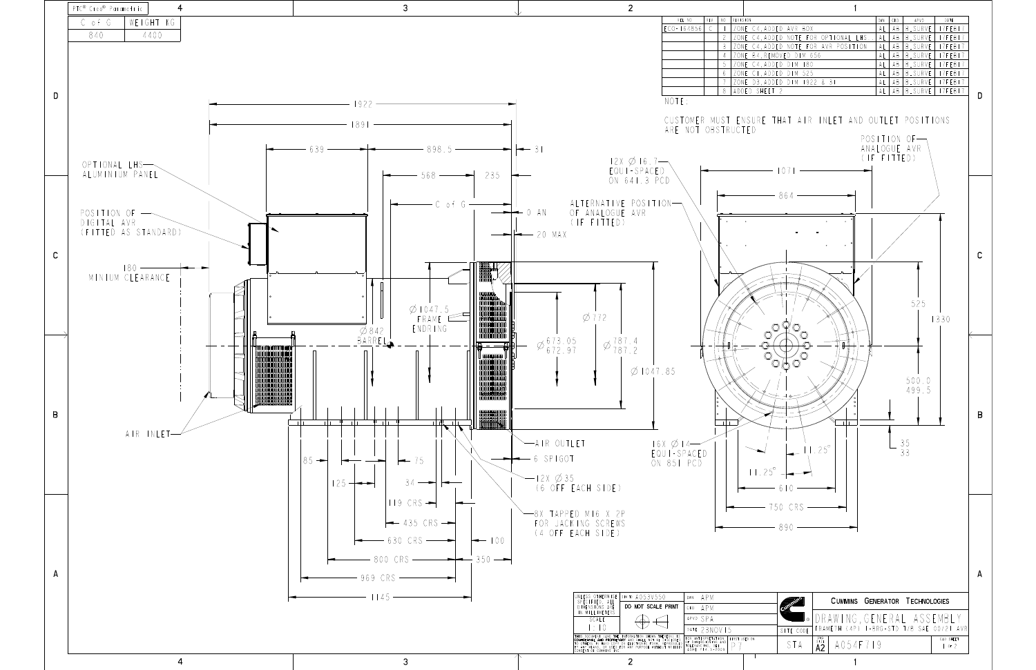| C of G | WEIGHT KG |
|---|---|
| 840 | 4400 |

| REL NO | REV | NO | REVISION | DWN | CKD | APVD | DATE |
|---|---|---|---|---|---|---|---|
| ECO-164856 | C | 1 | ZONE C4,ADDED AVR BOX | AL | AB | R.SURVE | 17FEB17 |
| | | 2 | ZONE C4,ADDED NOTE FOR OPTIONAL LHS | AL | AB | R.SURVE | 17FEB17 |
| | | 3 | ZONE C4,ADDED NOTE FOR AVR POSITION | AL | AB | R.SURVE | 17FEB17 |
| | | 4 | ZONE B4,REMOVED DIM 656 | AL | AB | R.SURVE | 17FEB17 |
| | | 5 | ZONE C4,ADDED DIM 180 | AL | AB | R.SURVE | 17FEB17 |
| | | 6 | ZONE C1,ADDED DIM 525 | AL | AB | R.SURVE | 17FEB17 |
| | | 7 | ZONE D3,ADDED DIM 1922 & 31 | AL | AB | R.SURVE | 17FEB17 |
| | | 8 | ADDED SHEET 2 | AL | AB | R.SURVE | 17FEB17 |

NOTE:

CUSTOMER MUST ENSURE THAT AIR INLET AND OUTLET POSITIONS ARE NOT OBSTRUCTED

OPTIONAL LHS ALUMINIUM PANEL

POSITION OF DIGITAL AVR (FITTED AS STANDARD)

180 MINIUM CLEARANCE

AIR INLET

1922

1891

639 — 898.5 — 31

568 — 235

C of G — 0 AN

20 MAX

Ø1047.5 FRAME ENDRING

Ø842 BARREL

Ø772

Ø673.05 / 672.97

Ø787.4 / 787.2

Ø1047.85

AIR OUTLET

6 SPIGOT

12X Ø35 (6 OFF EACH SIDE)

8X TAPPED M16 X 2P FOR JACKING SCREWS (4 OFF EACH SIDE)

85 — 75 — 125 — 34 — 119 CRS — 435 CRS — 630 CRS — 100 — 800 CRS — 350 — 969 CRS — 1145

12X Ø16.7 EQUI-SPACED ON 641.3 PCD

ALTERNATIVE POSITION OF ANALOGUE AVR (IF FITTED)

POSITION OF ANALOGUE AVR (IF FITTED)

1071

864

525

1330

500.0 / 499.5

35 / 33

16X Ø14 EQUI-SPACED ON 851 PCD

11.25°

11.25°

610

750 CRS

890

UNLESS OTHERWISE SPECIFIED, ALL DIMENSIONS ARE IN MILLIMETERS

SCALE 1:10

DRWN TO A053V550

DO NOT SCALE PRINT

DWN APM

CHKD APM

APVD SPA

DATE 23NOV15

CUMMINS GENERATOR TECHNOLOGIES

DRAWING,GENERAL ASSEMBLY

FRAME8H (4P) 1-BRG-STD T/B SAE 00/21 AVR

SITE CODE STA

SIZE A2

A054F719

SHEET 1 of 2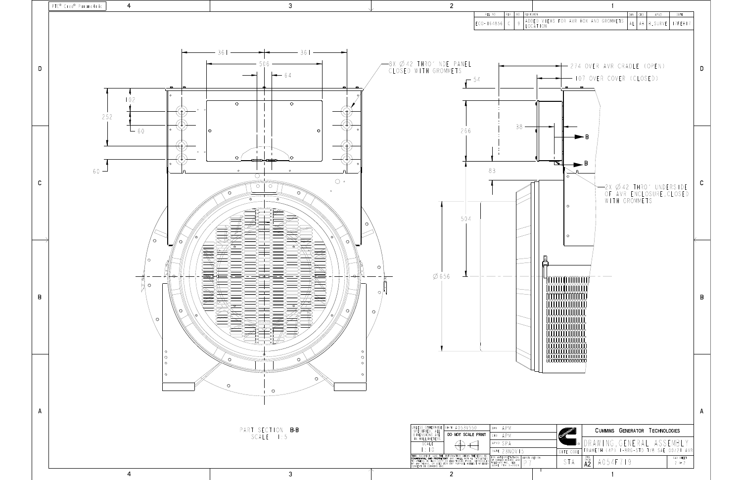PTC® Creo® Parametric

| REL NO | REV | NO | REVISION | DWN | CKD | APVD | DATE |
| --- | --- | --- | --- | --- | --- | --- | --- |
| ECO-164856 | C | 9 | ADDED VIEWS FOR AVR BOX AND GROMMETS LOCATION | AL | AB | H_SURVE | 10FEB17 |

361
361
506
64
8X Ø42 THRO' NDE PANEL CLOSED WITH GROMMETS
252
102
60
60

274 OVER AVR CRADLE (OPEN)
107 OVER COVER (CLOSED)
54
266
38
B
B
83
2X Ø42 THRO' UNDERSIDE OF AVR ENCLOSURE,CLOSED WITH GROMMETS
504
Ø656

PART SECTION B-B
SCALE 1:5

| | | | |
| --- | --- | --- | --- |
| UNLESS OTHERWISE SPECIFIED, ALL DIMENSIONS ARE IN MILLIMETERS | DRW TO A053V550 | DWN APM | CUMMINS GENERATOR TECHNOLOGIES |
| SCALE 1:10 | DO NOT SCALE PRINT | CKD APM | DRAWING,GENERAL ASSEMBLY |
| | | APVD SPA | FRAME8H (4P) 1-BRG-STD T/B SAE 00/21 AVR |
| THIS DOCUMENT (AND THE INFORMATION SHOWN THEREON) IS CONFIDENTIAL AND PROPRIETARY AND SHALL NOT BE DISCLOSED TO OTHERS IN HARD COPY OR ELECTRONIC FORM, REPRODUCED BY ANY MEANS, OR USED FOR ANY PURPOSE WITHOUT WRITTEN CONSENT OF CUMMINS INC. | DATE 23NOV15 | FIRST USED ON P7 | SITE CODE STA |
| | | | SIZE A2 — A054F719 — CAD SHEET 2 OF 2 |